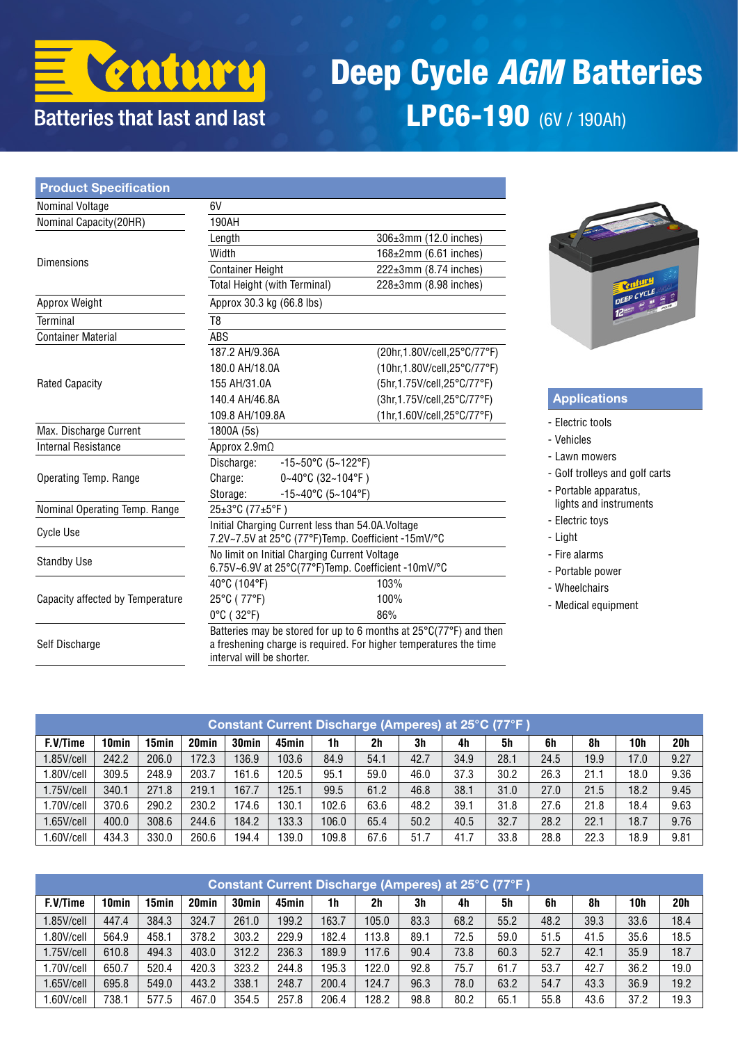# Century

Batteries that last and last

# Deep Cycle *AGM* Batteries

## LPC6-190 (6V / 190Ah)

| Product Specification | | |
|---|---|---|
| Nominal Voltage | 6V | |
| Nominal Capacity(20HR) | 190AH | |
| Dimensions | Length | 306±3mm (12.0 inches) |
| | Width | 168±2mm (6.61 inches) |
| | Container Height | 222±3mm (8.74 inches) |
| | Total Height (with Terminal) | 228±3mm (8.98 inches) |
| Approx Weight | Approx 30.3 kg (66.8 lbs) | |
| Terminal | T8 | |
| Container Material | ABS | |
| Rated Capacity | 187.2 AH/9.36A | (20hr,1.80V/cell,25°C/77°F) |
| | 180.0 AH/18.0A | (10hr,1.80V/cell,25°C/77°F) |
| | 155 AH/31.0A | (5hr,1.75V/cell,25°C/77°F) |
| | 140.4 AH/46.8A | (3hr,1.75V/cell,25°C/77°F) |
| | 109.8 AH/109.8A | (1hr,1.60V/cell,25°C/77°F) |
| Max. Discharge Current | 1800A (5s) | |
| Internal Resistance | Approx 2.9mΩ | |
| Operating Temp. Range | Discharge: -15~50°C (5~122°F) | |
| | Charge: 0~40°C (32~104°F ) | |
| | Storage: -15~40°C (5~104°F) | |
| Nominal Operating Temp. Range | 25±3°C (77±5°F ) | |
| Cycle Use | Initial Charging Current less than 54.0A.Voltage 7.2V~7.5V at 25°C (77°F)Temp. Coefficient -15mV/°C | |
| Standby Use | No limit on Initial Charging Current Voltage 6.75V~6.9V at 25°C(77°F)Temp. Coefficient -10mV/°C | |
| Capacity affected by Temperature | 40°C (104°F) | 103% |
| | 25°C ( 77°F) | 100% |
| | 0°C ( 32°F) | 86% |
| Self Discharge | Batteries may be stored for up to 6 months at 25°C(77°F) and then a freshening charge is required. For higher temperatures the time interval will be shorter. | |

### Applications

- Electric tools
- Vehicles
- Lawn mowers
- Golf trolleys and golf carts
- Portable apparatus, lights and instruments
- Electric toys
- Light
- Fire alarms
- Portable power
- Wheelchairs
- Medical equipment

### Constant Current Discharge (Amperes) at 25°C (77°F )

| F.V/Time | 10min | 15min | 20min | 30min | 45min | 1h | 2h | 3h | 4h | 5h | 6h | 8h | 10h | 20h |
|---|---|---|---|---|---|---|---|---|---|---|---|---|---|---|
| 1.85V/cell | 242.2 | 206.0 | 172.3 | 136.9 | 103.6 | 84.9 | 54.1 | 42.7 | 34.9 | 28.1 | 24.5 | 19.9 | 17.0 | 9.27 |
| 1.80V/cell | 309.5 | 248.9 | 203.7 | 161.6 | 120.5 | 95.1 | 59.0 | 46.0 | 37.3 | 30.2 | 26.3 | 21.1 | 18.0 | 9.36 |
| 1.75V/cell | 340.1 | 271.8 | 219.1 | 167.7 | 125.1 | 99.5 | 61.2 | 46.8 | 38.1 | 31.0 | 27.0 | 21.5 | 18.2 | 9.45 |
| 1.70V/cell | 370.6 | 290.2 | 230.2 | 174.6 | 130.1 | 102.6 | 63.6 | 48.2 | 39.1 | 31.8 | 27.6 | 21.8 | 18.4 | 9.63 |
| 1.65V/cell | 400.0 | 308.6 | 244.6 | 184.2 | 133.3 | 106.0 | 65.4 | 50.2 | 40.5 | 32.7 | 28.2 | 22.1 | 18.7 | 9.76 |
| 1.60V/cell | 434.3 | 330.0 | 260.6 | 194.4 | 139.0 | 109.8 | 67.6 | 51.7 | 41.7 | 33.8 | 28.8 | 22.3 | 18.9 | 9.81 |

### Constant Current Discharge (Amperes) at 25°C (77°F )

| F.V/Time | 10min | 15min | 20min | 30min | 45min | 1h | 2h | 3h | 4h | 5h | 6h | 8h | 10h | 20h |
|---|---|---|---|---|---|---|---|---|---|---|---|---|---|---|
| 1.85V/cell | 447.4 | 384.3 | 324.7 | 261.0 | 199.2 | 163.7 | 105.0 | 83.3 | 68.2 | 55.2 | 48.2 | 39.3 | 33.6 | 18.4 |
| 1.80V/cell | 564.9 | 458.1 | 378.2 | 303.2 | 229.9 | 182.4 | 113.8 | 89.1 | 72.5 | 59.0 | 51.5 | 41.5 | 35.6 | 18.5 |
| 1.75V/cell | 610.8 | 494.3 | 403.0 | 312.2 | 236.3 | 189.9 | 117.6 | 90.4 | 73.8 | 60.3 | 52.7 | 42.1 | 35.9 | 18.7 |
| 1.70V/cell | 650.7 | 520.4 | 420.3 | 323.2 | 244.8 | 195.3 | 122.0 | 92.8 | 75.7 | 61.7 | 53.7 | 42.7 | 36.2 | 19.0 |
| 1.65V/cell | 695.8 | 549.0 | 443.2 | 338.1 | 248.7 | 200.4 | 124.7 | 96.3 | 78.0 | 63.2 | 54.7 | 43.3 | 36.9 | 19.2 |
| 1.60V/cell | 738.1 | 577.5 | 467.0 | 354.5 | 257.8 | 206.4 | 128.2 | 98.8 | 80.2 | 65.1 | 55.8 | 43.6 | 37.2 | 19.3 |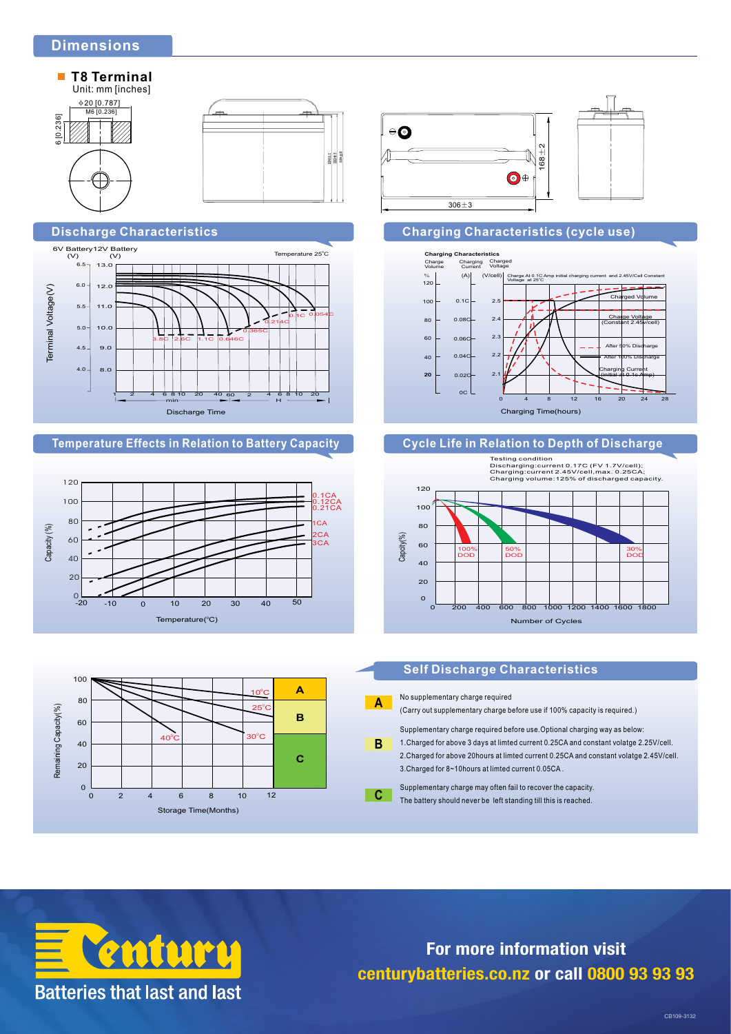## Dimensions

### T8 Terminal

Unit: mm [inches]

Φ20 [0.787]

M6 [0.236]

6 [0.236]

168±2

306±3

## Discharge Characteristics

6V Battery (V)

12V Battery (V)

Temperature 25°C

6.5 13.0

6.0 12.0

5.5 11.0

5.0 10.0

4.5 9.0

4.0 8.0

Terminal Voltage(V)

3.8C 2.6C 1.1C 0.646C 0.365C 0.214C 0.1C 0.054C

1 2 4 6 8 10 20 40 60 2 4 6 8 10 20

min H

Discharge Time

## Charging Characteristics (cycle use)

Charging Characteristics

Charge Volume % | Charging Current (A) | Charged Voltage (V/cell)

Charge At 0.1C Amp initial charging current and 2.45V/Cell Constant Voltage at 25°C

120

100 0.1C 2.5

80 0.08C 2.4

60 0.06C 2.3

40 0.04C 2.2

20 0.02C 2.1

0C

Charged Volume

Charge Voltage (Constant 2.45v/cell)

After 50% Discharge

After 100% Discharge

Charging Current (initial at 0.1c Amp)

0 4 8 12 16 20 24 28

Charging Time(hours)

## Temperature Effects in Relation to Battery Capacity

120

100

80

60

40

20

0

Capacity (%)

0.1CA

0.12CA

0.21CA

1CA

2CA

3CA

-20 -10 0 10 20 30 40 50

Temperature(°C)

## Cycle Life in Relation to Depth of Discharge

Testing condition

Discharging:current 0.17C (FV 1.7V/cell);

Charging:current 2.45V/cell,max. 0.25CA;

Charging volume:125% of discharged capacity.

120

100

80

60

40

20

0

Capcity(%)

100% DOD

50% DOD

30% DOD

0 200 400 600 800 1000 1200 1400 1600 1800

Number of Cycles

## Self Discharge Characteristics

100

80

60

40

20

0

Remaining Capacity(%)

10°C

25°C

40°C

30°C

A

B

C

0 2 4 6 8 10 12

Storage Time(Months)

**A** No supplementary charge required

(Carry out supplementary charge before use if 100% capacity is required.)

**B** Supplementary charge required before use.Optional charging way as below:

1.Charged for above 3 days at limted current 0.25CA and constant volatge 2.25V/cell.

2.Charged for above 20hours at limted current 0.25CA and constant volatge 2.45V/cell.

3.Charged for 8~10hours at limted current 0.05CA .

**C** Supplementary charge may often fail to recover the capacity.

The battery should never be left standing till this is reached.

Century

Batteries that last and last

**For more information visit centurybatteries.co.nz or call 0800 93 93 93**

CB109-3132